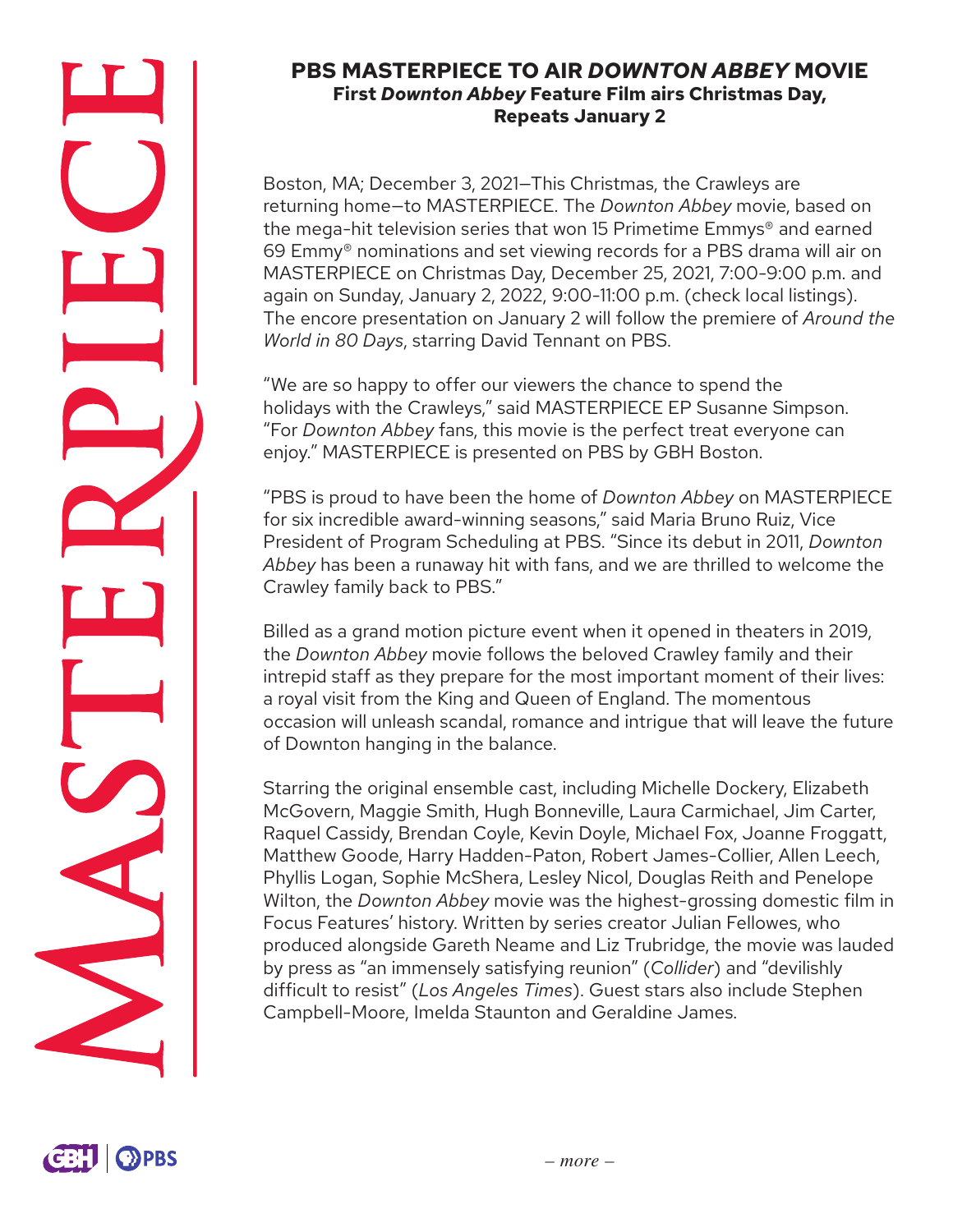# PBS MASTERPIECE TO AIR *DOWNTON ABBEY* MOVIE

## First *Downton Abbey* Feature Film airs Christmas Day, Repeats January 2

Boston, MA; December 3, 2021—This Christmas, the Crawleys are returning home—to MASTERPIECE. The *Downton Abbey* movie, based on the mega-hit television series that won 15 Primetime Emmys® and earned 69 Emmy® nominations and set viewing records for a PBS drama will air on MASTERPIECE on Christmas Day, December 25, 2021, 7:00-9:00 p.m. and again on Sunday, January 2, 2022, 9:00-11:00 p.m. (check local listings). The encore presentation on January 2 will follow the premiere of *Around the World in 80 Days*, starring David Tennant on PBS.

"We are so happy to offer our viewers the chance to spend the holidays with the Crawleys," said MASTERPIECE EP Susanne Simpson. "For *Downton Abbey* fans, this movie is the perfect treat everyone can enjoy." MASTERPIECE is presented on PBS by GBH Boston.

"PBS is proud to have been the home of *Downton Abbey* on MASTERPIECE for six incredible award-winning seasons," said Maria Bruno Ruiz, Vice President of Program Scheduling at PBS. "Since its debut in 2011, *Downton Abbey* has been a runaway hit with fans, and we are thrilled to welcome the Crawley family back to PBS."

Billed as a grand motion picture event when it opened in theaters in 2019, the *Downton Abbey* movie follows the beloved Crawley family and their intrepid staff as they prepare for the most important moment of their lives: a royal visit from the King and Queen of England. The momentous occasion will unleash scandal, romance and intrigue that will leave the future of Downton hanging in the balance.

Starring the original ensemble cast, including Michelle Dockery, Elizabeth McGovern, Maggie Smith, Hugh Bonneville, Laura Carmichael, Jim Carter, Raquel Cassidy, Brendan Coyle, Kevin Doyle, Michael Fox, Joanne Froggatt, Matthew Goode, Harry Hadden-Paton, Robert James-Collier, Allen Leech, Phyllis Logan, Sophie McShera, Lesley Nicol, Douglas Reith and Penelope Wilton, the *Downton Abbey* movie was the highest-grossing domestic film in Focus Features' history. Written by series creator Julian Fellowes, who produced alongside Gareth Neame and Liz Trubridge, the movie was lauded by press as "an immensely satisfying reunion" (*Collider*) and "devilishly difficult to resist" (*Los Angeles Times*). Guest stars also include Stephen Campbell-Moore, Imelda Staunton and Geraldine James.

*– more –*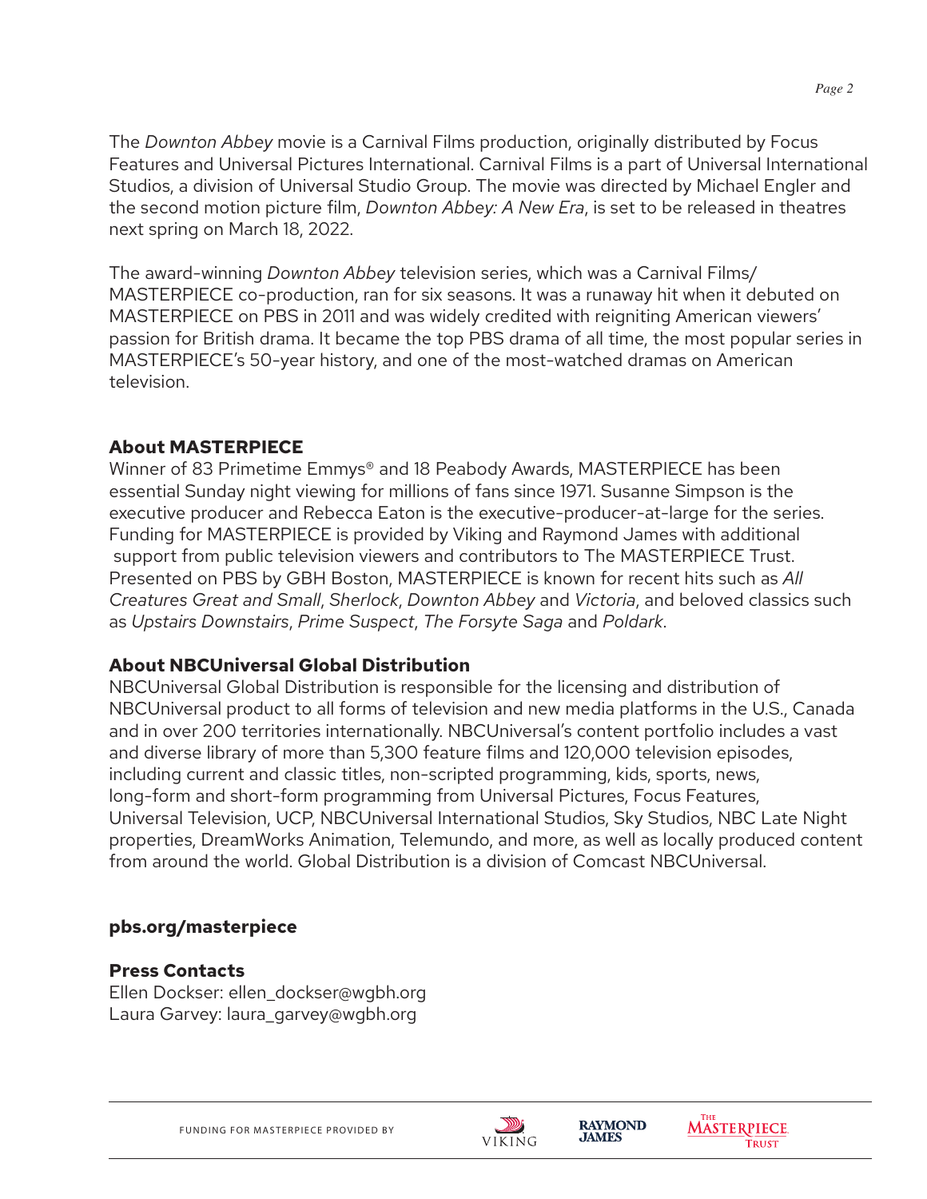The *Downton Abbey* movie is a Carnival Films production, originally distributed by Focus Features and Universal Pictures International. Carnival Films is a part of Universal International Studios, a division of Universal Studio Group. The movie was directed by Michael Engler and the second motion picture film, *Downton Abbey: A New Era*, is set to be released in theatres next spring on March 18, 2022.

The award-winning *Downton Abbey* television series, which was a Carnival Films/ MASTERPIECE co-production, ran for six seasons. It was a runaway hit when it debuted on MASTERPIECE on PBS in 2011 and was widely credited with reigniting American viewers' passion for British drama. It became the top PBS drama of all time, the most popular series in MASTERPIECE's 50-year history, and one of the most-watched dramas on American television.

**About MASTERPIECE**

Winner of 83 Primetime Emmys® and 18 Peabody Awards, MASTERPIECE has been essential Sunday night viewing for millions of fans since 1971. Susanne Simpson is the executive producer and Rebecca Eaton is the executive-producer-at-large for the series. Funding for MASTERPIECE is provided by Viking and Raymond James with additional support from public television viewers and contributors to The MASTERPIECE Trust. Presented on PBS by GBH Boston, MASTERPIECE is known for recent hits such as *All Creatures Great and Small*, *Sherlock*, *Downton Abbey* and *Victoria*, and beloved classics such as *Upstairs Downstairs*, *Prime Suspect*, *The Forsyte Saga* and *Poldark*.

**About NBCUniversal Global Distribution**

NBCUniversal Global Distribution is responsible for the licensing and distribution of NBCUniversal product to all forms of television and new media platforms in the U.S., Canada and in over 200 territories internationally. NBCUniversal's content portfolio includes a vast and diverse library of more than 5,300 feature films and 120,000 television episodes, including current and classic titles, non-scripted programming, kids, sports, news, long-form and short-form programming from Universal Pictures, Focus Features, Universal Television, UCP, NBCUniversal International Studios, Sky Studios, NBC Late Night properties, DreamWorks Animation, Telemundo, and more, as well as locally produced content from around the world. Global Distribution is a division of Comcast NBCUniversal.

**pbs.org/masterpiece**

**Press Contacts**

Ellen Dockser: ellen_dockser@wgbh.org
Laura Garvey: laura_garvey@wgbh.org

FUNDING FOR MASTERPIECE PROVIDED BY VIKING RAYMOND JAMES THE MASTERPIECE TRUST